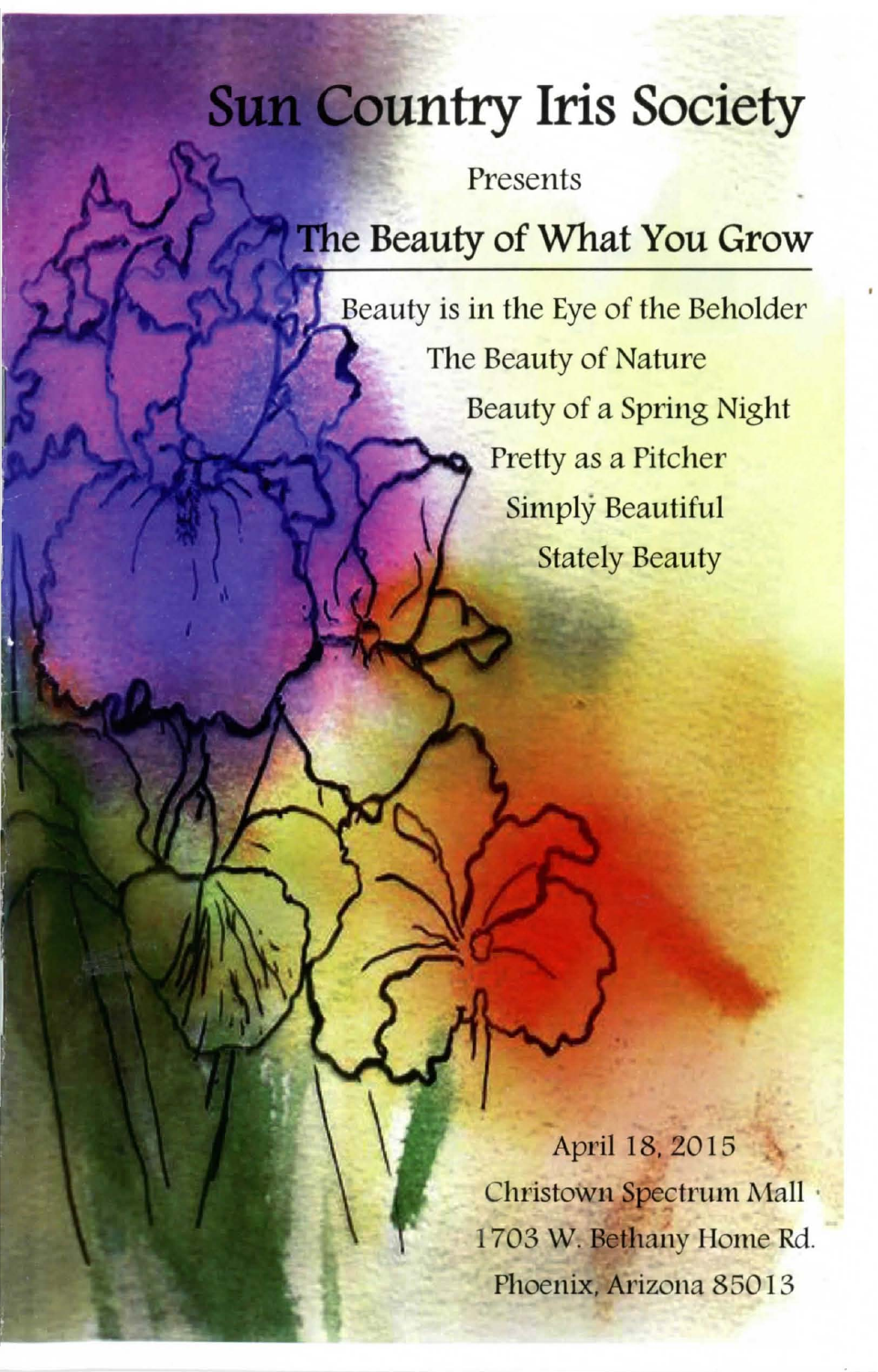# Sun Country Iris Society

Presents

## The Beauty of What You Grow

Beauty is in the Eye of the Beholder

The Beauty of Nature

Beauty of a Spring Night

Pretty as a Pitcher

Simply Beautiful

Stately Beauty

April 18, 2015

Christown Spectrum Mall

1703 W. Bethany Home Rd.

Phoenix, Arizona 85013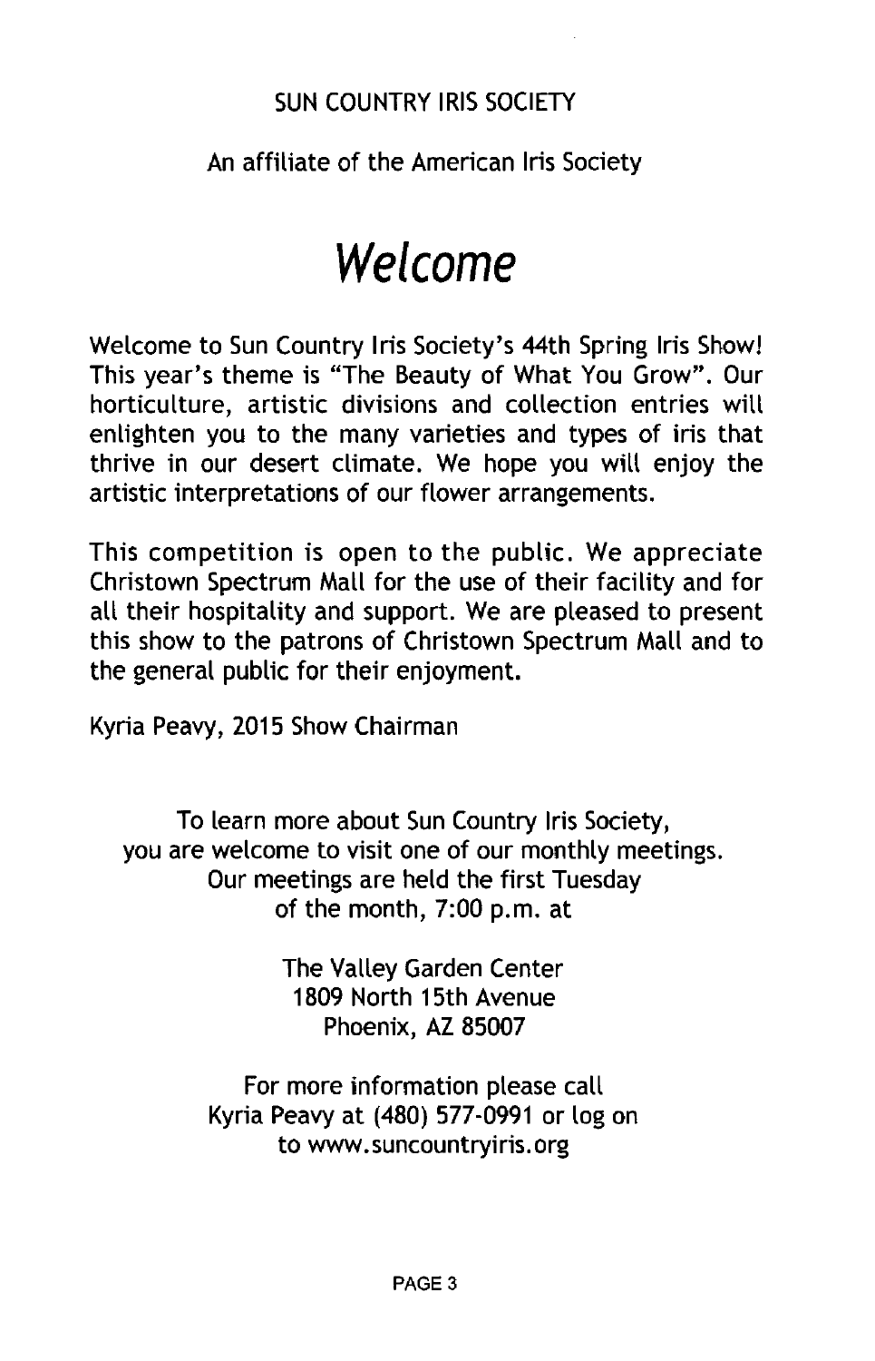SUN COUNTRY IRIS SOCIETY

An affiliate of the American Iris Society

# *Welcome*

Welcome to Sun Country Iris Society's 44th Spring Iris Show! This year's theme is "The Beauty of What You Grow". Our horticulture, artistic divisions and collection entries will enlighten you to the many varieties and types of iris that thrive in our desert climate. We hope you will enjoy the artistic interpretations of our flower arrangements.

This competition is open to the public. We appreciate Christown Spectrum Mall for the use of their facility and for all their hospitality and support. We are pleased to present this show to the patrons of Christown Spectrum Mall and to the general public for their enjoyment.

Kyria Peavy, 2015 Show Chairman

To learn more about Sun Country Iris Society,
you are welcome to visit one of our monthly meetings.
Our meetings are held the first Tuesday
of the month, 7:00 p.m. at

The Valley Garden Center
1809 North 15th Avenue
Phoenix, AZ 85007

For more information please call
Kyria Peavy at (480) 577-0991 or log on
to www.suncountryiris.org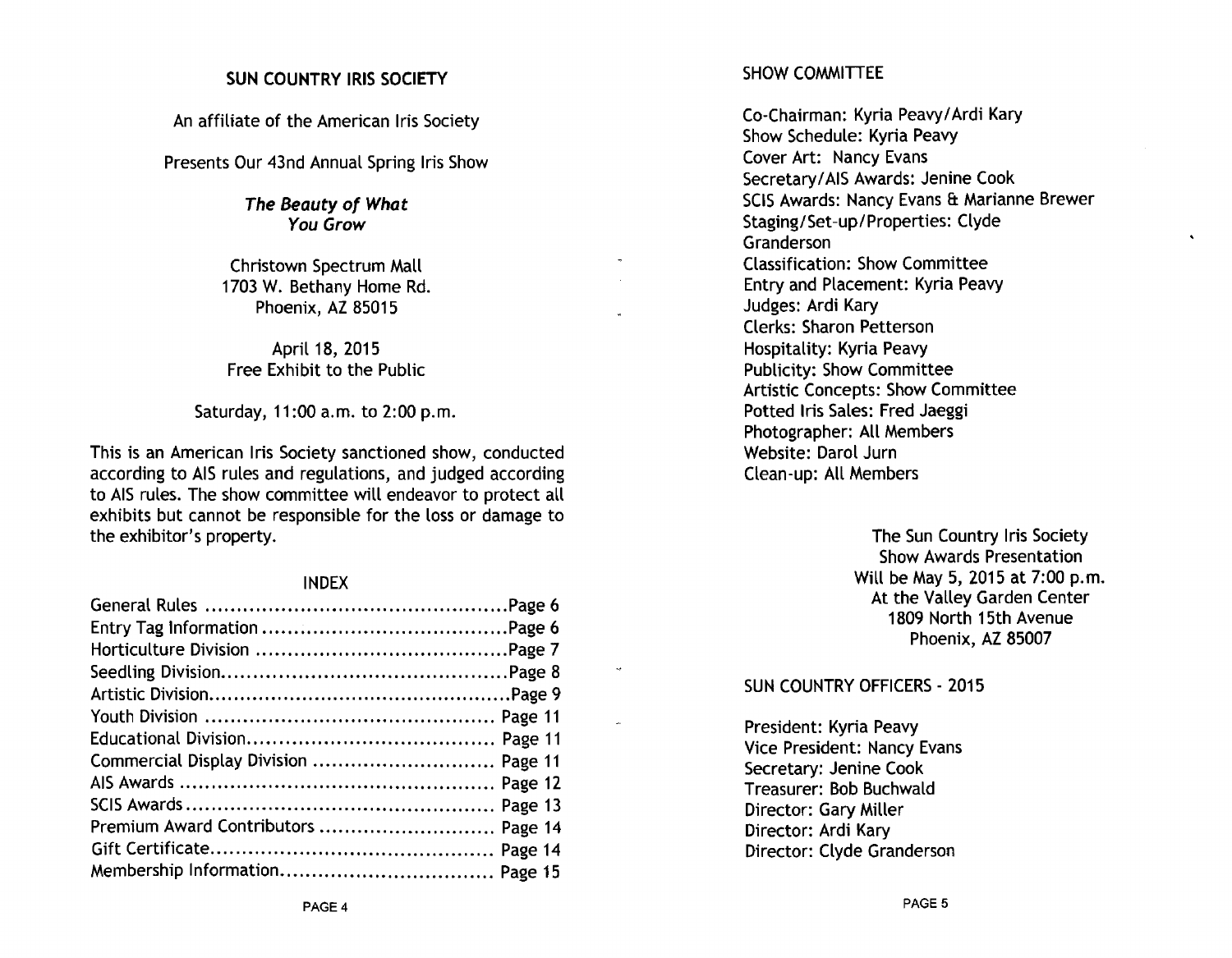## SUN COUNTRY IRIS SOCIETY

An affiliate of the American Iris Society

Presents Our 43nd Annual Spring Iris Show

***The Beauty of What You Grow***

Christown Spectrum Mall
1703 W. Bethany Home Rd.
Phoenix, AZ 85015

April 18, 2015
Free Exhibit to the Public

Saturday, 11:00 a.m. to 2:00 p.m.

This is an American Iris Society sanctioned show, conducted according to AIS rules and regulations, and judged according to AIS rules. The show committee will endeavor to protect all exhibits but cannot be responsible for the loss or damage to the exhibitor's property.

### INDEX

| Section | Page |
|---|---|
| General Rules | Page 6 |
| Entry Tag Information | Page 6 |
| Horticulture Division | Page 7 |
| Seedling Division | Page 8 |
| Artistic Division | Page 9 |
| Youth Division | Page 11 |
| Educational Division | Page 11 |
| Commercial Display Division | Page 11 |
| AIS Awards | Page 12 |
| SCIS Awards | Page 13 |
| Premium Award Contributors | Page 14 |
| Gift Certificate | Page 14 |
| Membership Information | Page 15 |

## SHOW COMMITTEE

Co-Chairman: Kyria Peavy/Ardi Kary
Show Schedule: Kyria Peavy
Cover Art: Nancy Evans
Secretary/AIS Awards: Jenine Cook
SCIS Awards: Nancy Evans & Marianne Brewer
Staging/Set-up/Properties: Clyde Granderson
Classification: Show Committee
Entry and Placement: Kyria Peavy
Judges: Ardi Kary
Clerks: Sharon Petterson
Hospitality: Kyria Peavy
Publicity: Show Committee
Artistic Concepts: Show Committee
Potted Iris Sales: Fred Jaeggi
Photographer: All Members
Website: Darol Jurn
Clean-up: All Members

The Sun Country Iris Society
Show Awards Presentation
Will be May 5, 2015 at 7:00 p.m.
At the Valley Garden Center
1809 North 15th Avenue
Phoenix, AZ 85007

## SUN COUNTRY OFFICERS - 2015

President: Kyria Peavy
Vice President: Nancy Evans
Secretary: Jenine Cook
Treasurer: Bob Buchwald
Director: Gary Miller
Director: Ardi Kary
Director: Clyde Granderson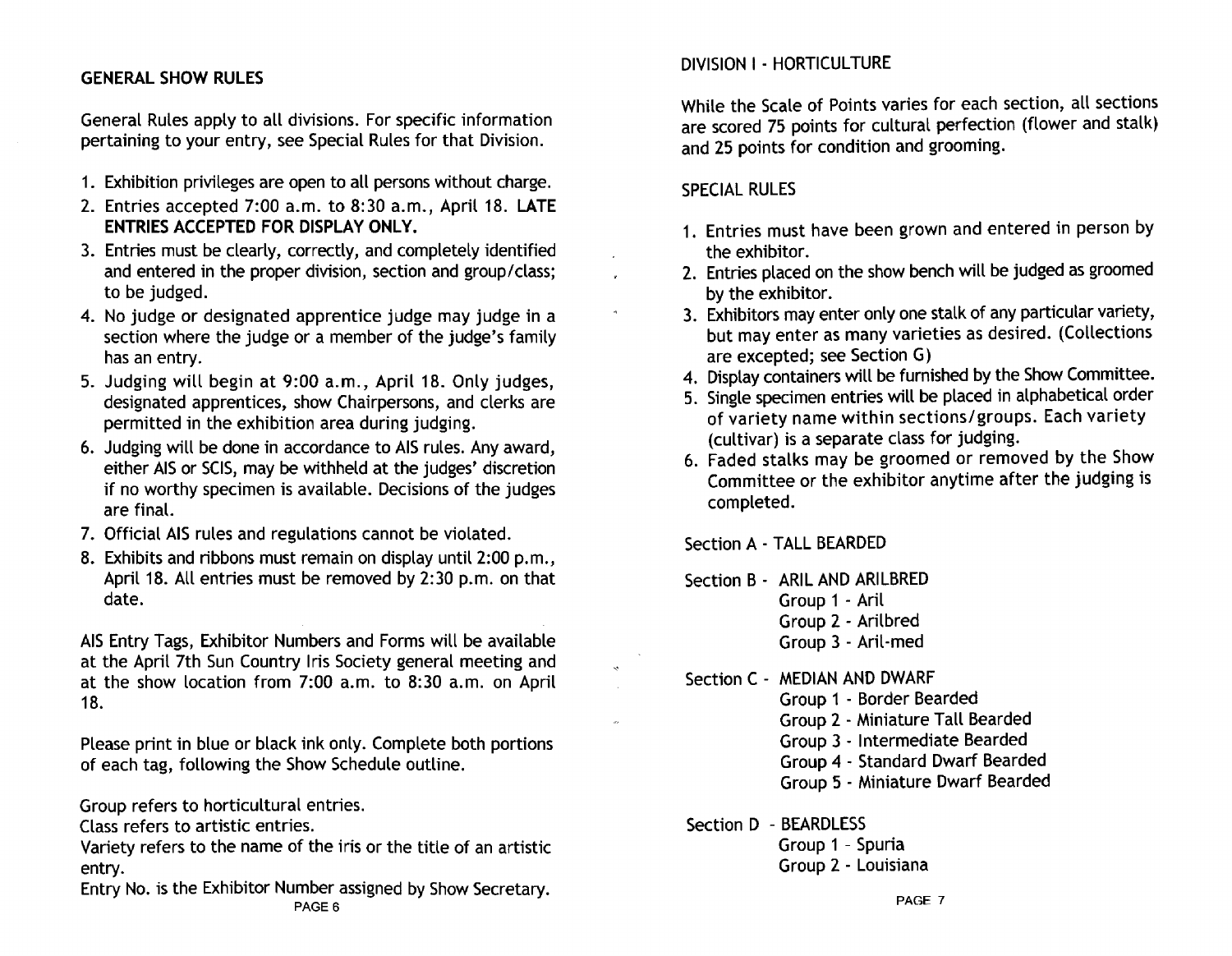## GENERAL SHOW RULES

General Rules apply to all divisions. For specific information pertaining to your entry, see Special Rules for that Division.

1. Exhibition privileges are open to all persons without charge.
2. Entries accepted 7:00 a.m. to 8:30 a.m., April 18. **LATE ENTRIES ACCEPTED FOR DISPLAY ONLY.**
3. Entries must be clearly, correctly, and completely identified and entered in the proper division, section and group/class; to be judged.
4. No judge or designated apprentice judge may judge in a section where the judge or a member of the judge's family has an entry.
5. Judging will begin at 9:00 a.m., April 18. Only judges, designated apprentices, show Chairpersons, and clerks are permitted in the exhibition area during judging.
6. Judging will be done in accordance to AIS rules. Any award, either AIS or SCIS, may be withheld at the judges' discretion if no worthy specimen is available. Decisions of the judges are final.
7. Official AIS rules and regulations cannot be violated.
8. Exhibits and ribbons must remain on display until 2:00 p.m., April 18. All entries must be removed by 2:30 p.m. on that date.

AIS Entry Tags, Exhibitor Numbers and Forms will be available at the April 7th Sun Country Iris Society general meeting and at the show location from 7:00 a.m. to 8:30 a.m. on April 18.

Please print in blue or black ink only. Complete both portions of each tag, following the Show Schedule outline.

Group refers to horticultural entries.
Class refers to artistic entries.
Variety refers to the name of the iris or the title of an artistic entry.
Entry No. is the Exhibitor Number assigned by Show Secretary.

## DIVISION I - HORTICULTURE

While the Scale of Points varies for each section, all sections are scored 75 points for cultural perfection (flower and stalk) and 25 points for condition and grooming.

### SPECIAL RULES

1. Entries must have been grown and entered in person by the exhibitor.
2. Entries placed on the show bench will be judged as groomed by the exhibitor.
3. Exhibitors may enter only one stalk of any particular variety, but may enter as many varieties as desired. (Collections are excepted; see Section G)
4. Display containers will be furnished by the Show Committee.
5. Single specimen entries will be placed in alphabetical order of variety name within sections/groups. Each variety (cultivar) is a separate class for judging.
6. Faded stalks may be groomed or removed by the Show Committee or the exhibitor anytime after the judging is completed.

Section A - TALL BEARDED

Section B - ARIL AND ARILBRED
- Group 1 - Aril
- Group 2 - Arilbred
- Group 3 - Aril-med

Section C - MEDIAN AND DWARF
- Group 1 - Border Bearded
- Group 2 - Miniature Tall Bearded
- Group 3 - Intermediate Bearded
- Group 4 - Standard Dwarf Bearded
- Group 5 - Miniature Dwarf Bearded

Section D - BEARDLESS
- Group 1 - Spuria
- Group 2 - Louisiana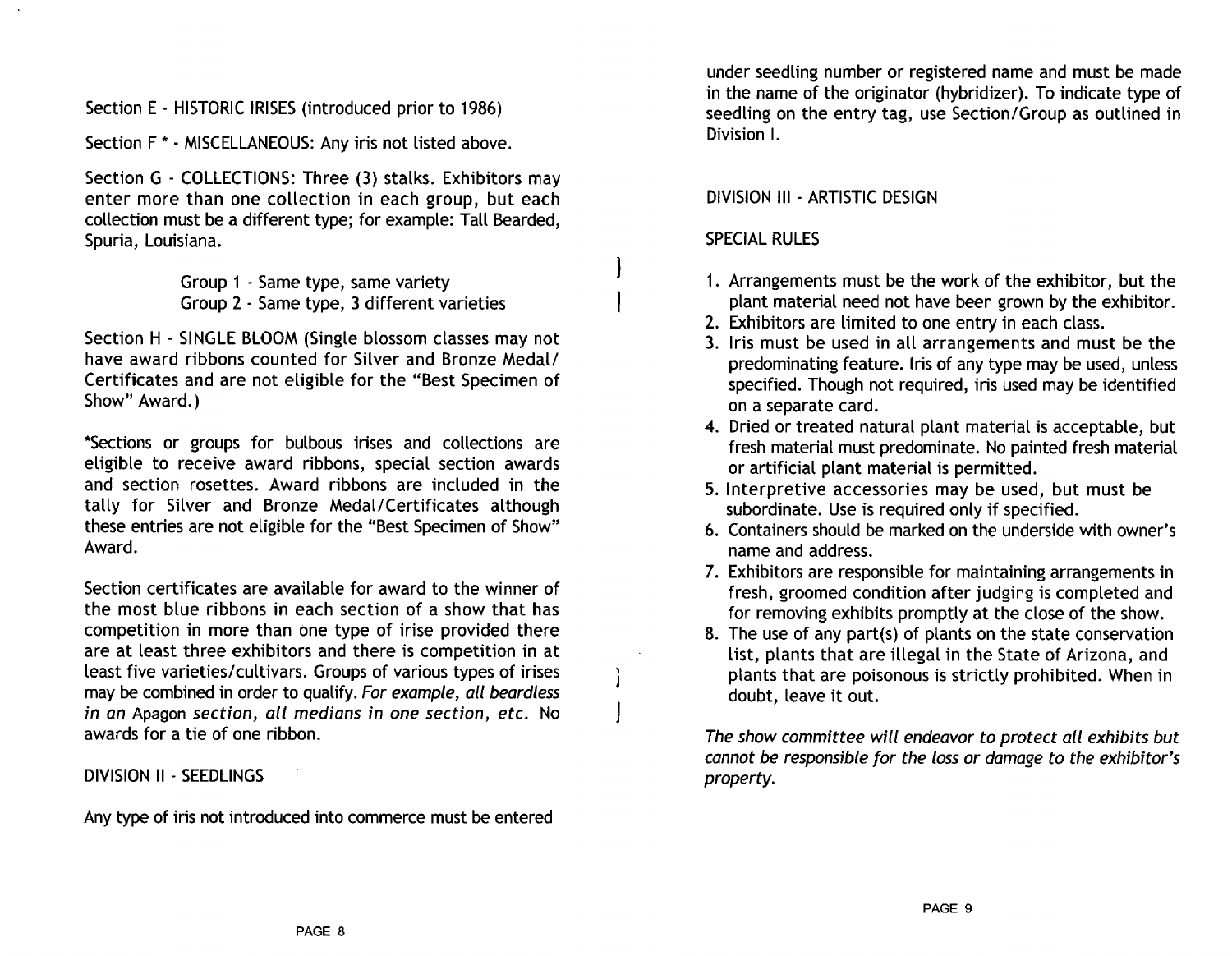Section E - HISTORIC IRISES (introduced prior to 1986)

Section F * - MISCELLANEOUS: Any iris not listed above.

Section G - COLLECTIONS: Three (3) stalks. Exhibitors may enter more than one collection in each group, but each collection must be a different type; for example: Tall Bearded, Spuria, Louisiana.

Group 1 - Same type, same variety
Group 2 - Same type, 3 different varieties

Section H - SINGLE BLOOM (Single blossom classes may not have award ribbons counted for Silver and Bronze Medal/ Certificates and are not eligible for the "Best Specimen of Show" Award.)

*Sections or groups for bulbous irises and collections are eligible to receive award ribbons, special section awards and section rosettes. Award ribbons are included in the tally for Silver and Bronze Medal/Certificates although these entries are not eligible for the "Best Specimen of Show" Award.

Section certificates are available for award to the winner of the most blue ribbons in each section of a show that has competition in more than one type of irise provided there are at least three exhibitors and there is competition in at least five varieties/cultivars. Groups of various types of irises may be combined in order to qualify. *For example, all beardless in an* Apagon *section, all medians in one section, etc.* No awards for a tie of one ribbon.

DIVISION II - SEEDLINGS

Any type of iris not introduced into commerce must be entered under seedling number or registered name and must be made in the name of the originator (hybridizer). To indicate type of seedling on the entry tag, use Section/Group as outlined in Division I.

DIVISION III - ARTISTIC DESIGN

SPECIAL RULES

1. Arrangements must be the work of the exhibitor, but the plant material need not have been grown by the exhibitor.
2. Exhibitors are limited to one entry in each class.
3. Iris must be used in all arrangements and must be the predominating feature. Iris of any type may be used, unless specified. Though not required, iris used may be identified on a separate card.
4. Dried or treated natural plant material is acceptable, but fresh material must predominate. No painted fresh material or artificial plant material is permitted.
5. Interpretive accessories may be used, but must be subordinate. Use is required only if specified.
6. Containers should be marked on the underside with owner's name and address.
7. Exhibitors are responsible for maintaining arrangements in fresh, groomed condition after judging is completed and for removing exhibits promptly at the close of the show.
8. The use of any part(s) of plants on the state conservation list, plants that are illegal in the State of Arizona, and plants that are poisonous is strictly prohibited. When in doubt, leave it out.

*The show committee will endeavor to protect all exhibits but cannot be responsible for the loss or damage to the exhibitor's property.*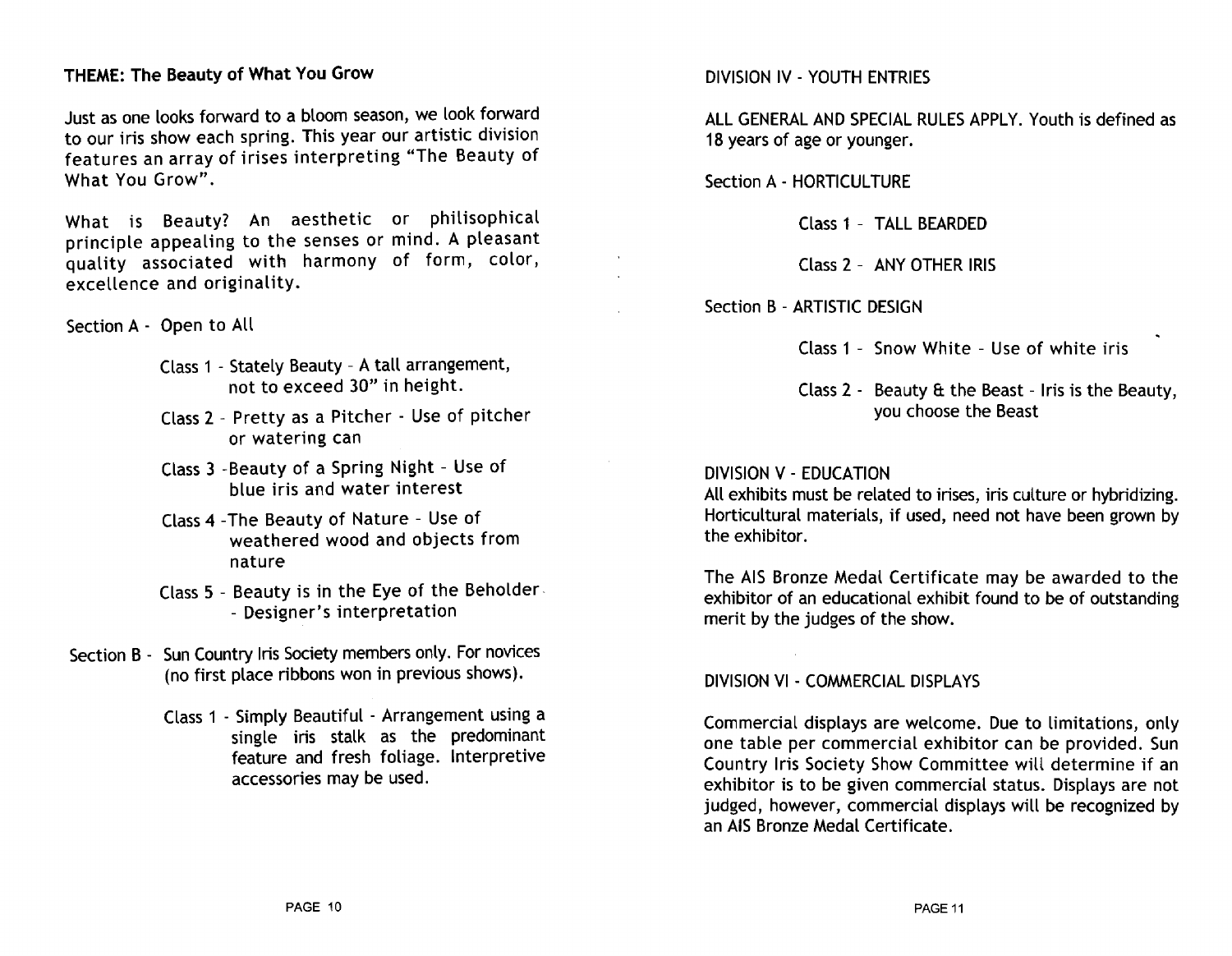## THEME: The Beauty of What You Grow

Just as one looks forward to a bloom season, we look forward to our iris show each spring. This year our artistic division features an array of irises interpreting "The Beauty of What You Grow".

What is Beauty? An aesthetic or philisophical principle appealing to the senses or mind. A pleasant quality associated with harmony of form, color, excellence and originality.

Section A - Open to All

- Class 1 - Stately Beauty - A tall arrangement, not to exceed 30" in height.
- Class 2 - Pretty as a Pitcher - Use of pitcher or watering can
- Class 3 - Beauty of a Spring Night - Use of blue iris and water interest
- Class 4 - The Beauty of Nature - Use of weathered wood and objects from nature
- Class 5 - Beauty is in the Eye of the Beholder - Designer's interpretation

Section B - Sun Country Iris Society members only. For novices (no first place ribbons won in previous shows).

- Class 1 - Simply Beautiful - Arrangement using a single iris stalk as the predominant feature and fresh foliage. Interpretive accessories may be used.

## DIVISION IV - YOUTH ENTRIES

ALL GENERAL AND SPECIAL RULES APPLY. Youth is defined as 18 years of age or younger.

Section A - HORTICULTURE

- Class 1 - TALL BEARDED
- Class 2 - ANY OTHER IRIS

Section B - ARTISTIC DESIGN

- Class 1 - Snow White - Use of white iris
- Class 2 - Beauty & the Beast - Iris is the Beauty, you choose the Beast

## DIVISION V - EDUCATION

All exhibits must be related to irises, iris culture or hybridizing. Horticultural materials, if used, need not have been grown by the exhibitor.

The AIS Bronze Medal Certificate may be awarded to the exhibitor of an educational exhibit found to be of outstanding merit by the judges of the show.

## DIVISION VI - COMMERCIAL DISPLAYS

Commercial displays are welcome. Due to limitations, only one table per commercial exhibitor can be provided. Sun Country Iris Society Show Committee will determine if an exhibitor is to be given commercial status. Displays are not judged, however, commercial displays will be recognized by an AIS Bronze Medal Certificate.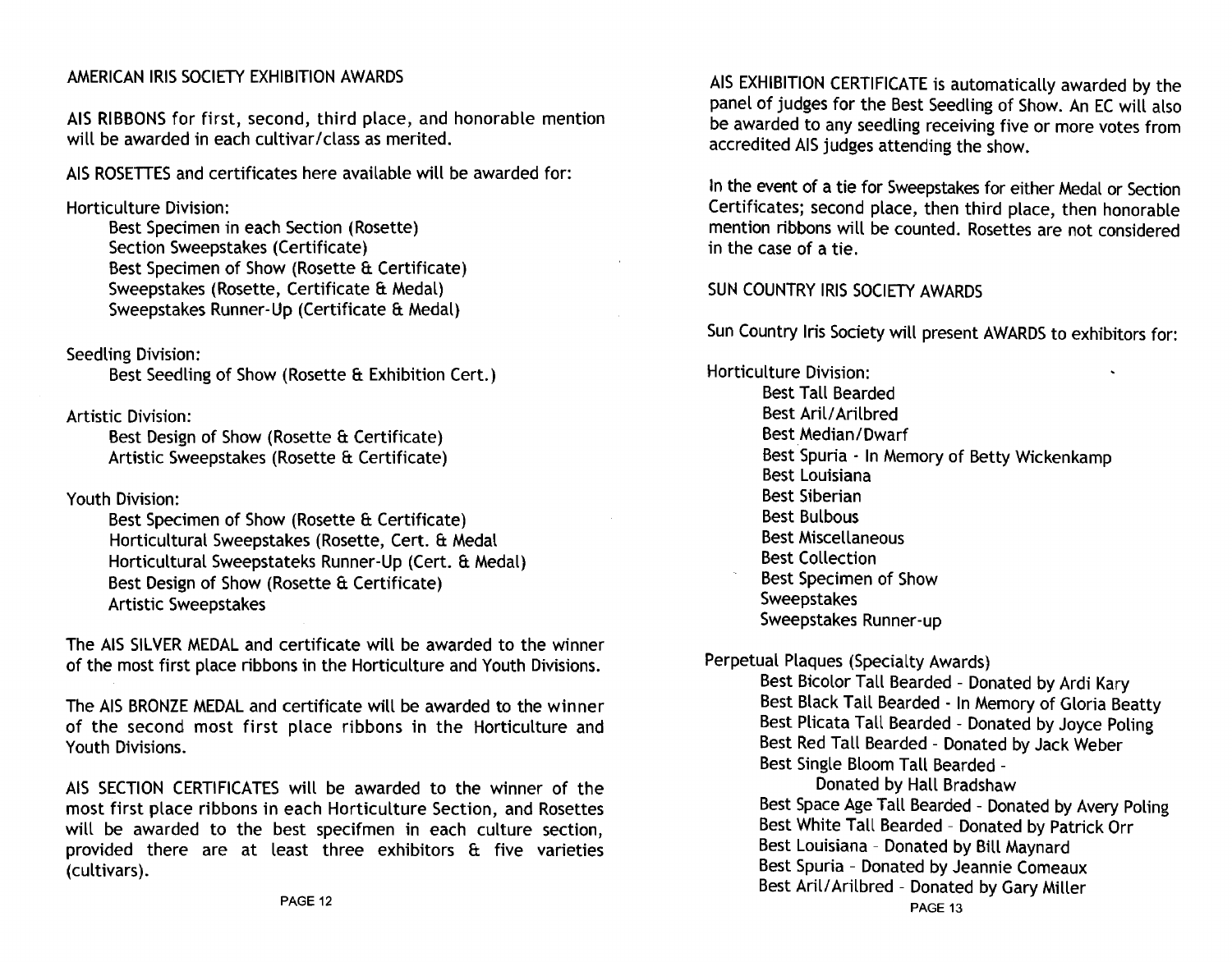## AMERICAN IRIS SOCIETY EXHIBITION AWARDS

AIS RIBBONS for first, second, third place, and honorable mention will be awarded in each cultivar/class as merited.

AIS ROSETTES and certificates here available will be awarded for:

Horticulture Division:

- Best Specimen in each Section (Rosette)
- Section Sweepstakes (Certificate)
- Best Specimen of Show (Rosette & Certificate)
- Sweepstakes (Rosette, Certificate & Medal)
- Sweepstakes Runner-Up (Certificate & Medal)

Seedling Division:

- Best Seedling of Show (Rosette & Exhibition Cert.)

Artistic Division:

- Best Design of Show (Rosette & Certificate)
- Artistic Sweepstakes (Rosette & Certificate)

Youth Division:

- Best Specimen of Show (Rosette & Certificate)
- Horticultural Sweepstakes (Rosette, Cert. & Medal
- Horticultural Sweepstateks Runner-Up (Cert. & Medal)
- Best Design of Show (Rosette & Certificate)
- Artistic Sweepstakes

The AIS SILVER MEDAL and certificate will be awarded to the winner of the most first place ribbons in the Horticulture and Youth Divisions.

The AIS BRONZE MEDAL and certificate will be awarded to the winner of the second most first place ribbons in the Horticulture and Youth Divisions.

AIS SECTION CERTIFICATES will be awarded to the winner of the most first place ribbons in each Horticulture Section, and Rosettes will be awarded to the best specifmen in each culture section, provided there are at least three exhibitors & five varieties (cultivars).

AIS EXHIBITION CERTIFICATE is automatically awarded by the panel of judges for the Best Seedling of Show. An EC will also be awarded to any seedling receiving five or more votes from accredited AIS judges attending the show.

In the event of a tie for Sweepstakes for either Medal or Section Certificates; second place, then third place, then honorable mention ribbons will be counted. Rosettes are not considered in the case of a tie.

## SUN COUNTRY IRIS SOCIETY AWARDS

Sun Country Iris Society will present AWARDS to exhibitors for:

Horticulture Division:

- Best Tall Bearded
- Best Aril/Arilbred
- Best Median/Dwarf
- Best Spuria - In Memory of Betty Wickenkamp
- Best Louisiana
- Best Siberian
- Best Bulbous
- Best Miscellaneous
- Best Collection
- Best Specimen of Show
- Sweepstakes
- Sweepstakes Runner-up

Perpetual Plaques (Specialty Awards)

- Best Bicolor Tall Bearded - Donated by Ardi Kary
- Best Black Tall Bearded - In Memory of Gloria Beatty
- Best Plicata Tall Bearded - Donated by Joyce Poling
- Best Red Tall Bearded - Donated by Jack Weber
- Best Single Bloom Tall Bearded - Donated by Hall Bradshaw
- Best Space Age Tall Bearded - Donated by Avery Poling
- Best White Tall Bearded - Donated by Patrick Orr
- Best Louisiana - Donated by Bill Maynard
- Best Spuria - Donated by Jeannie Comeaux
- Best Aril/Arilbred - Donated by Gary Miller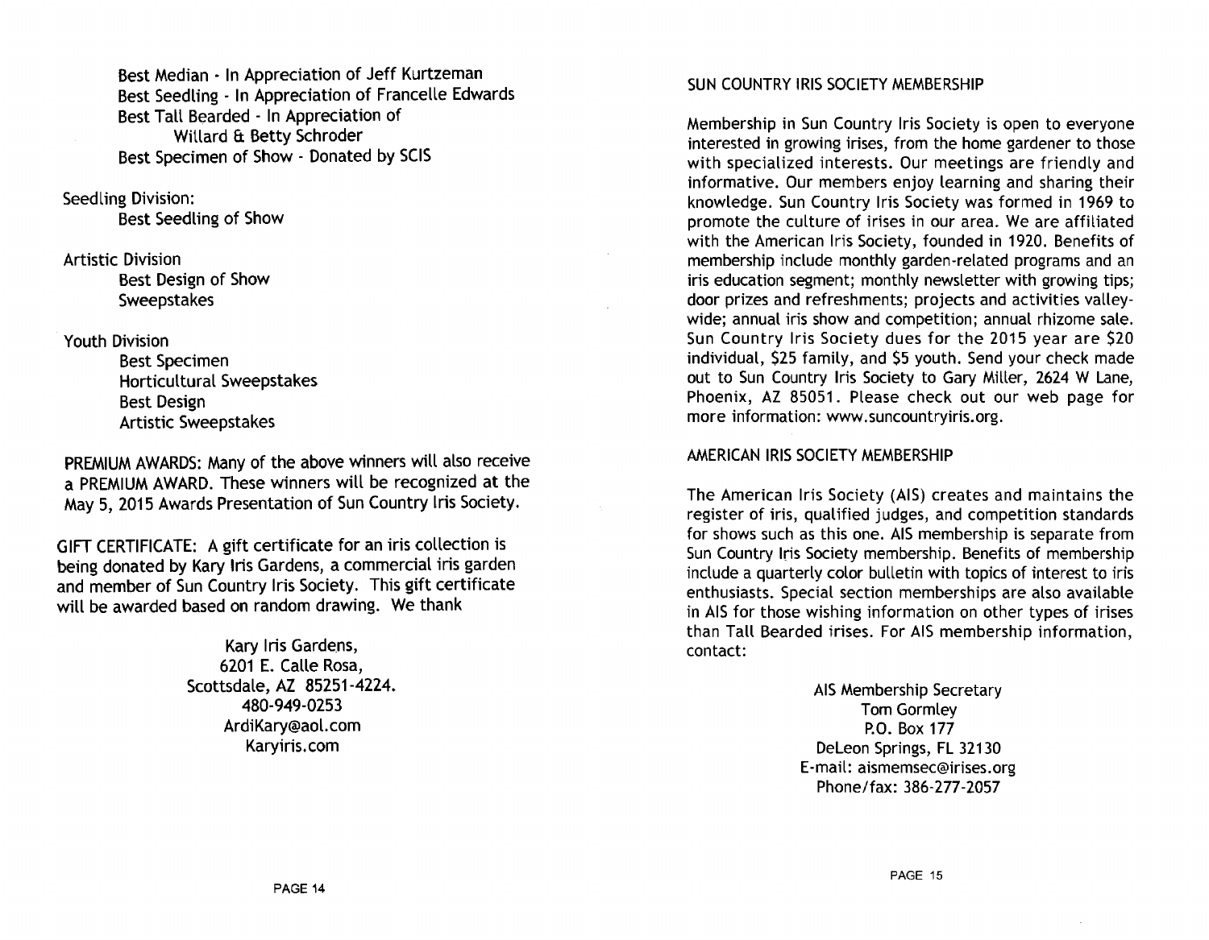Best Median - In Appreciation of Jeff Kurtzeman
Best Seedling - In Appreciation of Francelle Edwards
Best Tall Bearded - In Appreciation of Willard & Betty Schroder
Best Specimen of Show - Donated by SCIS

Seedling Division:
- Best Seedling of Show

Artistic Division
- Best Design of Show
- Sweepstakes

Youth Division
- Best Specimen
- Horticultural Sweepstakes
- Best Design
- Artistic Sweepstakes

PREMIUM AWARDS: Many of the above winners will also receive a PREMIUM AWARD. These winners will be recognized at the May 5, 2015 Awards Presentation of Sun Country Iris Society.

GIFT CERTIFICATE: A gift certificate for an iris collection is being donated by Kary Iris Gardens, a commercial iris garden and member of Sun Country Iris Society. This gift certificate will be awarded based on random drawing. We thank

Kary Iris Gardens,
6201 E. Calle Rosa,
Scottsdale, AZ 85251-4224.
480-949-0253
ArdiKary@aol.com
Karyiris.com

## SUN COUNTRY IRIS SOCIETY MEMBERSHIP

Membership in Sun Country Iris Society is open to everyone interested in growing irises, from the home gardener to those with specialized interests. Our meetings are friendly and informative. Our members enjoy learning and sharing their knowledge. Sun Country Iris Society was formed in 1969 to promote the culture of irises in our area. We are affiliated with the American Iris Society, founded in 1920. Benefits of membership include monthly garden-related programs and an iris education segment; monthly newsletter with growing tips; door prizes and refreshments; projects and activities valley-wide; annual iris show and competition; annual rhizome sale. Sun Country Iris Society dues for the 2015 year are $20 individual, $25 family, and $5 youth. Send your check made out to Sun Country Iris Society to Gary Miller, 2624 W Lane, Phoenix, AZ 85051. Please check out our web page for more information: www.suncountryiris.org.

## AMERICAN IRIS SOCIETY MEMBERSHIP

The American Iris Society (AIS) creates and maintains the register of iris, qualified judges, and competition standards for shows such as this one. AIS membership is separate from Sun Country Iris Society membership. Benefits of membership include a quarterly color bulletin with topics of interest to iris enthusiasts. Special section memberships are also available in AIS for those wishing information on other types of irises than Tall Bearded irises. For AIS membership information, contact:

AIS Membership Secretary
Tom Gormley
P.O. Box 177
DeLeon Springs, FL 32130
E-mail: aismemsec@irises.org
Phone/fax: 386-277-2057